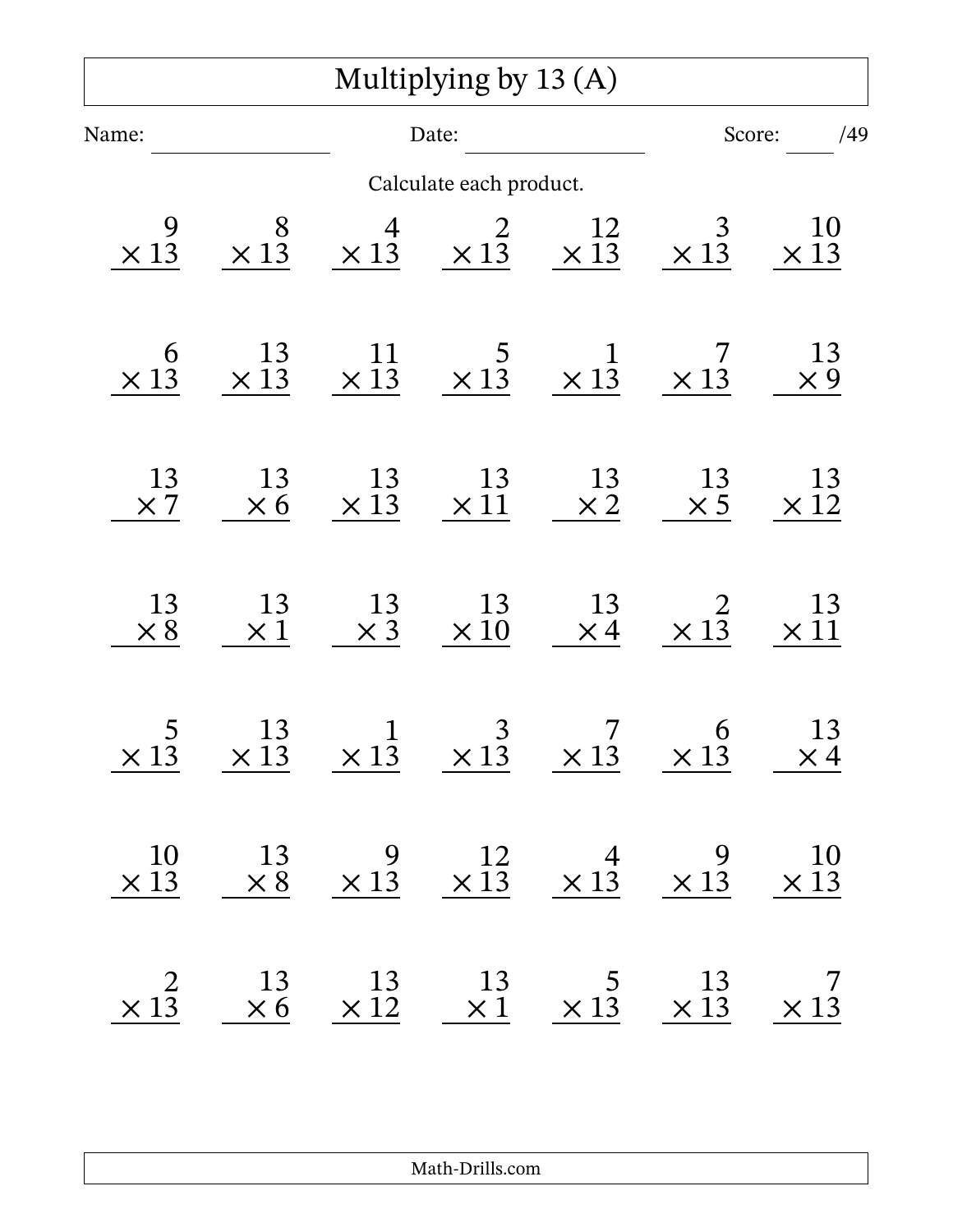# Multiplying by 13 (A)

Name: ______________ Date: ______________ Score: ____ /49

Calculate each product.

| | | | | | | |
|---|---|---|---|---|---|---|
| $9 \times 13$ | $8 \times 13$ | $4 \times 13$ | $2 \times 13$ | $12 \times 13$ | $3 \times 13$ | $10 \times 13$ |
| $6 \times 13$ | $13 \times 13$ | $11 \times 13$ | $5 \times 13$ | $1 \times 13$ | $7 \times 13$ | $13 \times 9$ |
| $13 \times 7$ | $13 \times 6$ | $13 \times 13$ | $13 \times 11$ | $13 \times 2$ | $13 \times 5$ | $13 \times 12$ |
| $13 \times 8$ | $13 \times 1$ | $13 \times 3$ | $13 \times 10$ | $13 \times 4$ | $2 \times 13$ | $13 \times 11$ |
| $5 \times 13$ | $13 \times 13$ | $1 \times 13$ | $3 \times 13$ | $7 \times 13$ | $6 \times 13$ | $13 \times 4$ |
| $10 \times 13$ | $13 \times 8$ | $9 \times 13$ | $12 \times 13$ | $4 \times 13$ | $9 \times 13$ | $10 \times 13$ |
| $2 \times 13$ | $13 \times 6$ | $13 \times 12$ | $13 \times 1$ | $5 \times 13$ | $13 \times 13$ | $7 \times 13$ |

Math-Drills.com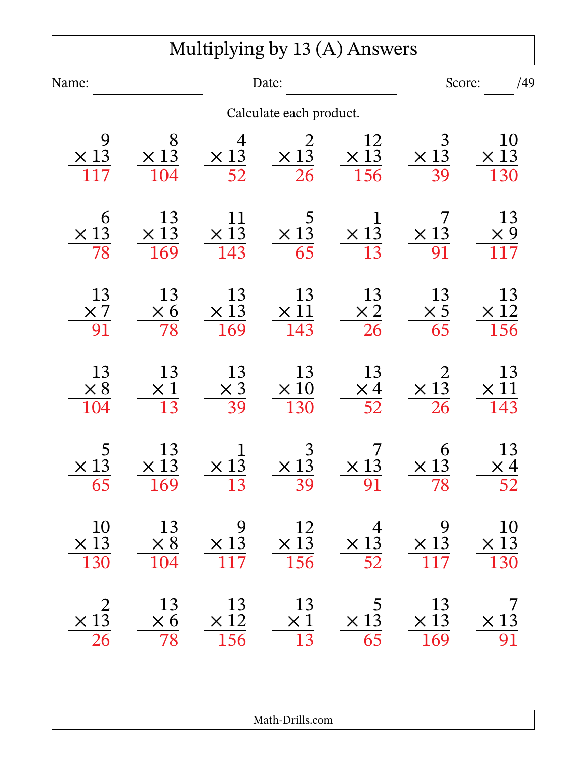# Multiplying by 13 (A) Answers

Name: ________________ Date: ________________ Score: ____ /49

Calculate each product.

| | | | | | | |
|---|---|---|---|---|---|---|
| $9 \times 13 = 117$ | $8 \times 13 = 104$ | $4 \times 13 = 52$ | $2 \times 13 = 26$ | $12 \times 13 = 156$ | $3 \times 13 = 39$ | $10 \times 13 = 130$ |
| $6 \times 13 = 78$ | $13 \times 13 = 169$ | $11 \times 13 = 143$ | $5 \times 13 = 65$ | $1 \times 13 = 13$ | $7 \times 13 = 91$ | $13 \times 9 = 117$ |
| $13 \times 7 = 91$ | $13 \times 6 = 78$ | $13 \times 13 = 169$ | $13 \times 11 = 143$ | $13 \times 2 = 26$ | $13 \times 5 = 65$ | $13 \times 12 = 156$ |
| $13 \times 8 = 104$ | $13 \times 1 = 13$ | $13 \times 3 = 39$ | $13 \times 10 = 130$ | $13 \times 4 = 52$ | $2 \times 13 = 26$ | $13 \times 11 = 143$ |
| $5 \times 13 = 65$ | $13 \times 13 = 169$ | $1 \times 13 = 13$ | $3 \times 13 = 39$ | $7 \times 13 = 91$ | $6 \times 13 = 78$ | $13 \times 4 = 52$ |
| $10 \times 13 = 130$ | $13 \times 8 = 104$ | $9 \times 13 = 117$ | $12 \times 13 = 156$ | $4 \times 13 = 52$ | $9 \times 13 = 117$ | $10 \times 13 = 130$ |
| $2 \times 13 = 26$ | $13 \times 6 = 78$ | $13 \times 12 = 156$ | $13 \times 1 = 13$ | $5 \times 13 = 65$ | $13 \times 13 = 169$ | $7 \times 13 = 91$ |

Math-Drills.com